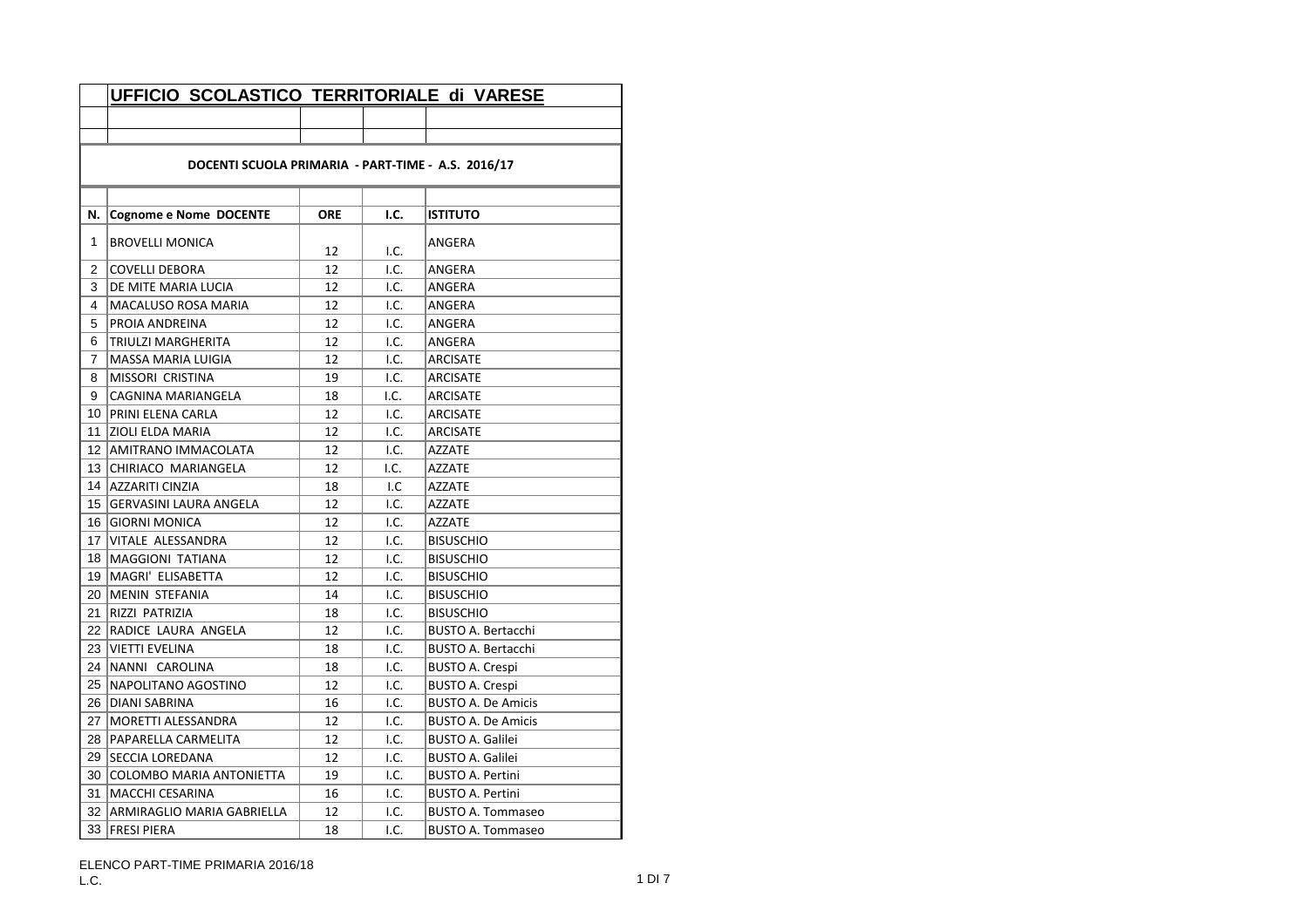# UFFICIO SCOLASTICO TERRITORIALE di VARESE

## DOCENTI SCUOLA PRIMARIA - PART-TIME - A.S. 2016/17

| N. | Cognome e Nome DOCENTE | ORE | I.C. | ISTITUTO |
|---|---|---|---|---|
| 1 | BROVELLI MONICA | 12 | I.C. | ANGERA |
| 2 | COVELLI DEBORA | 12 | I.C. | ANGERA |
| 3 | DE MITE MARIA LUCIA | 12 | I.C. | ANGERA |
| 4 | MACALUSO ROSA MARIA | 12 | I.C. | ANGERA |
| 5 | PROIA ANDREINA | 12 | I.C. | ANGERA |
| 6 | TRIULZI MARGHERITA | 12 | I.C. | ANGERA |
| 7 | MASSA MARIA LUIGIA | 12 | I.C. | ARCISATE |
| 8 | MISSORI CRISTINA | 19 | I.C. | ARCISATE |
| 9 | CAGNINA MARIANGELA | 18 | I.C. | ARCISATE |
| 10 | PRINI ELENA CARLA | 12 | I.C. | ARCISATE |
| 11 | ZIOLI ELDA MARIA | 12 | I.C. | ARCISATE |
| 12 | AMITRANO IMMACOLATA | 12 | I.C. | AZZATE |
| 13 | CHIRIACO MARIANGELA | 12 | I.C. | AZZATE |
| 14 | AZZARITI CINZIA | 18 | I.C | AZZATE |
| 15 | GERVASINI LAURA ANGELA | 12 | I.C. | AZZATE |
| 16 | GIORNI MONICA | 12 | I.C. | AZZATE |
| 17 | VITALE ALESSANDRA | 12 | I.C. | BISUSCHIO |
| 18 | MAGGIONI TATIANA | 12 | I.C. | BISUSCHIO |
| 19 | MAGRI' ELISABETTA | 12 | I.C. | BISUSCHIO |
| 20 | MENIN STEFANIA | 14 | I.C. | BISUSCHIO |
| 21 | RIZZI PATRIZIA | 18 | I.C. | BISUSCHIO |
| 22 | RADICE LAURA ANGELA | 12 | I.C. | BUSTO A. Bertacchi |
| 23 | VIETTI EVELINA | 18 | I.C. | BUSTO A. Bertacchi |
| 24 | NANNI CAROLINA | 18 | I.C. | BUSTO A. Crespi |
| 25 | NAPOLITANO AGOSTINO | 12 | I.C. | BUSTO A. Crespi |
| 26 | DIANI SABRINA | 16 | I.C. | BUSTO A. De Amicis |
| 27 | MORETTI ALESSANDRA | 12 | I.C. | BUSTO A. De Amicis |
| 28 | PAPARELLA CARMELITA | 12 | I.C. | BUSTO A. Galilei |
| 29 | SECCIA LOREDANA | 12 | I.C. | BUSTO A. Galilei |
| 30 | COLOMBO MARIA ANTONIETTA | 19 | I.C. | BUSTO A. Pertini |
| 31 | MACCHI CESARINA | 16 | I.C. | BUSTO A. Pertini |
| 32 | ARMIRAGLIO MARIA GABRIELLA | 12 | I.C. | BUSTO A. Tommaseo |
| 33 | FRESI PIERA | 18 | I.C. | BUSTO A. Tommaseo |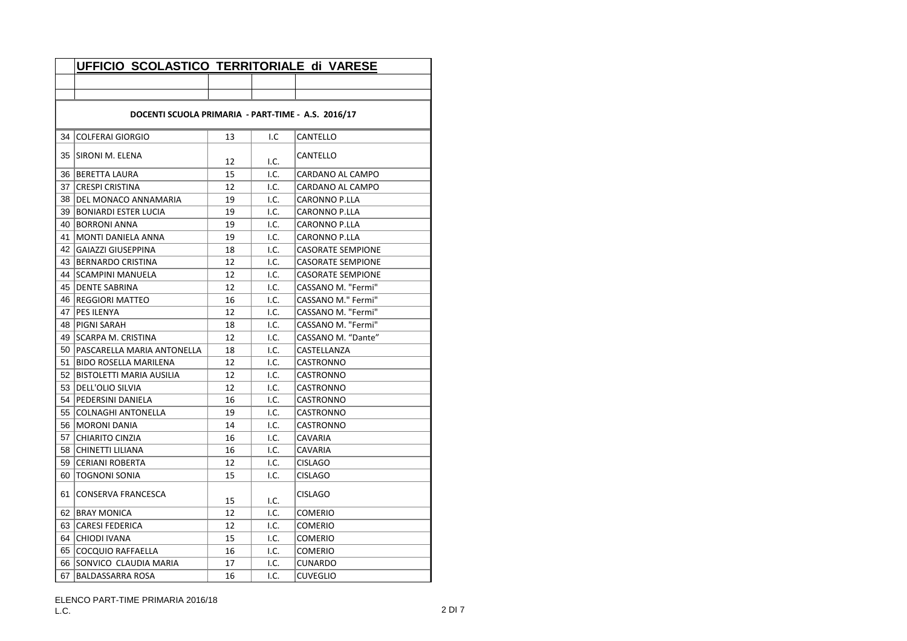## UFFICIO SCOLASTICO TERRITORIALE di VARESE

**DOCENTI SCUOLA PRIMARIA - PART-TIME - A.S. 2016/17**

| | | | | |
|---|---|---|---|---|
| 34 | COLFERAI GIORGIO | 13 | I.C | CANTELLO |
| 35 | SIRONI M. ELENA | 12 | I.C. | CANTELLO |
| 36 | BERETTA LAURA | 15 | I.C. | CARDANO AL CAMPO |
| 37 | CRESPI CRISTINA | 12 | I.C. | CARDANO AL CAMPO |
| 38 | DEL MONACO ANNAMARIA | 19 | I.C. | CARONNO P.LLA |
| 39 | BONIARDI ESTER LUCIA | 19 | I.C. | CARONNO P.LLA |
| 40 | BORRONI ANNA | 19 | I.C. | CARONNO P.LLA |
| 41 | MONTI DANIELA ANNA | 19 | I.C. | CARONNO P.LLA |
| 42 | GAIAZZI GIUSEPPINA | 18 | I.C. | CASORATE SEMPIONE |
| 43 | BERNARDO CRISTINA | 12 | I.C. | CASORATE SEMPIONE |
| 44 | SCAMPINI MANUELA | 12 | I.C. | CASORATE SEMPIONE |
| 45 | DENTE SABRINA | 12 | I.C. | CASSANO M. "Fermi" |
| 46 | REGGIORI MATTEO | 16 | I.C. | CASSANO M." Fermi" |
| 47 | PES ILENYA | 12 | I.C. | CASSANO M. "Fermi" |
| 48 | PIGNI SARAH | 18 | I.C. | CASSANO M. "Fermi" |
| 49 | SCARPA M. CRISTINA | 12 | I.C. | CASSANO M. "Dante" |
| 50 | PASCARELLA MARIA ANTONELLA | 18 | I.C. | CASTELLANZA |
| 51 | BIDO ROSELLA MARILENA | 12 | I.C. | CASTRONNO |
| 52 | BISTOLETTI MARIA AUSILIA | 12 | I.C. | CASTRONNO |
| 53 | DELL'OLIO SILVIA | 12 | I.C. | CASTRONNO |
| 54 | PEDERSINI DANIELA | 16 | I.C. | CASTRONNO |
| 55 | COLNAGHI ANTONELLA | 19 | I.C. | CASTRONNO |
| 56 | MORONI DANIA | 14 | I.C. | CASTRONNO |
| 57 | CHIARITO CINZIA | 16 | I.C. | CAVARIA |
| 58 | CHINETTI LILIANA | 16 | I.C. | CAVARIA |
| 59 | CERIANI ROBERTA | 12 | I.C. | CISLAGO |
| 60 | TOGNONI SONIA | 15 | I.C. | CISLAGO |
| 61 | CONSERVA FRANCESCA | 15 | I.C. | CISLAGO |
| 62 | BRAY MONICA | 12 | I.C. | COMERIO |
| 63 | CARESI FEDERICA | 12 | I.C. | COMERIO |
| 64 | CHIODI IVANA | 15 | I.C. | COMERIO |
| 65 | COCQUIO RAFFAELLA | 16 | I.C. | COMERIO |
| 66 | SONVICO CLAUDIA MARIA | 17 | I.C. | CUNARDO |
| 67 | BALDASSARRA ROSA | 16 | I.C. | CUVEGLIO |

ELENCO PART-TIME PRIMARIA 2016/18
L.C.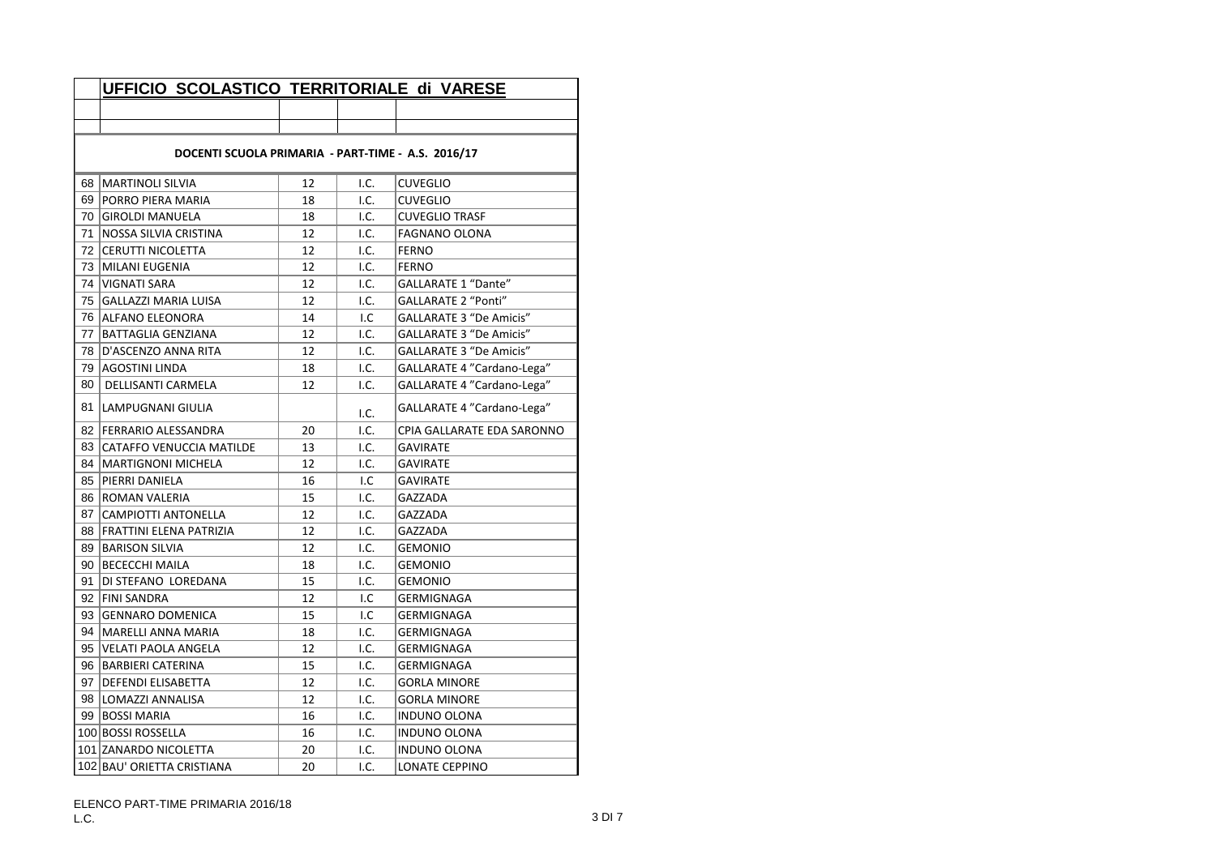## UFFICIO SCOLASTICO TERRITORIALE di VARESE

**DOCENTI SCUOLA PRIMARIA - PART-TIME - A.S. 2016/17**

| | | | | |
|---|---|---|---|---|
| 68 | MARTINOLI SILVIA | 12 | I.C. | CUVEGLIO |
| 69 | PORRO PIERA MARIA | 18 | I.C. | CUVEGLIO |
| 70 | GIROLDI MANUELA | 18 | I.C. | CUVEGLIO TRASF |
| 71 | NOSSA SILVIA CRISTINA | 12 | I.C. | FAGNANO OLONA |
| 72 | CERUTTI NICOLETTA | 12 | I.C. | FERNO |
| 73 | MILANI EUGENIA | 12 | I.C. | FERNO |
| 74 | VIGNATI SARA | 12 | I.C. | GALLARATE 1 "Dante" |
| 75 | GALLAZZI MARIA LUISA | 12 | I.C. | GALLARATE 2 "Ponti" |
| 76 | ALFANO ELEONORA | 14 | I.C | GALLARATE 3 "De Amicis" |
| 77 | BATTAGLIA GENZIANA | 12 | I.C. | GALLARATE 3 "De Amicis" |
| 78 | D'ASCENZO ANNA RITA | 12 | I.C. | GALLARATE 3 "De Amicis" |
| 79 | AGOSTINI LINDA | 18 | I.C. | GALLARATE 4 "Cardano-Lega" |
| 80 | DELLISANTI CARMELA | 12 | I.C. | GALLARATE 4 "Cardano-Lega" |
| 81 | LAMPUGNANI GIULIA | | I.C. | GALLARATE 4 "Cardano-Lega" |
| 82 | FERRARIO ALESSANDRA | 20 | I.C. | CPIA GALLARATE EDA SARONNO |
| 83 | CATAFFO VENUCCIA MATILDE | 13 | I.C. | GAVIRATE |
| 84 | MARTIGNONI MICHELA | 12 | I.C. | GAVIRATE |
| 85 | PIERRI DANIELA | 16 | I.C | GAVIRATE |
| 86 | ROMAN VALERIA | 15 | I.C. | GAZZADA |
| 87 | CAMPIOTTI ANTONELLA | 12 | I.C. | GAZZADA |
| 88 | FRATTINI ELENA PATRIZIA | 12 | I.C. | GAZZADA |
| 89 | BARISON SILVIA | 12 | I.C. | GEMONIO |
| 90 | BECECCHI MAILA | 18 | I.C. | GEMONIO |
| 91 | DI STEFANO LOREDANA | 15 | I.C. | GEMONIO |
| 92 | FINI SANDRA | 12 | I.C | GERMIGNAGA |
| 93 | GENNARO DOMENICA | 15 | I.C | GERMIGNAGA |
| 94 | MARELLI ANNA MARIA | 18 | I.C. | GERMIGNAGA |
| 95 | VELATI PAOLA ANGELA | 12 | I.C. | GERMIGNAGA |
| 96 | BARBIERI CATERINA | 15 | I.C. | GERMIGNAGA |
| 97 | DEFENDI ELISABETTA | 12 | I.C. | GORLA MINORE |
| 98 | LOMAZZI ANNALISA | 12 | I.C. | GORLA MINORE |
| 99 | BOSSI MARIA | 16 | I.C. | INDUNO OLONA |
| 100 | BOSSI ROSSELLA | 16 | I.C. | INDUNO OLONA |
| 101 | ZANARDO NICOLETTA | 20 | I.C. | INDUNO OLONA |
| 102 | BAU' ORIETTA CRISTIANA | 20 | I.C. | LONATE CEPPINO |

ELENCO PART-TIME PRIMARIA 2016/18
L.C.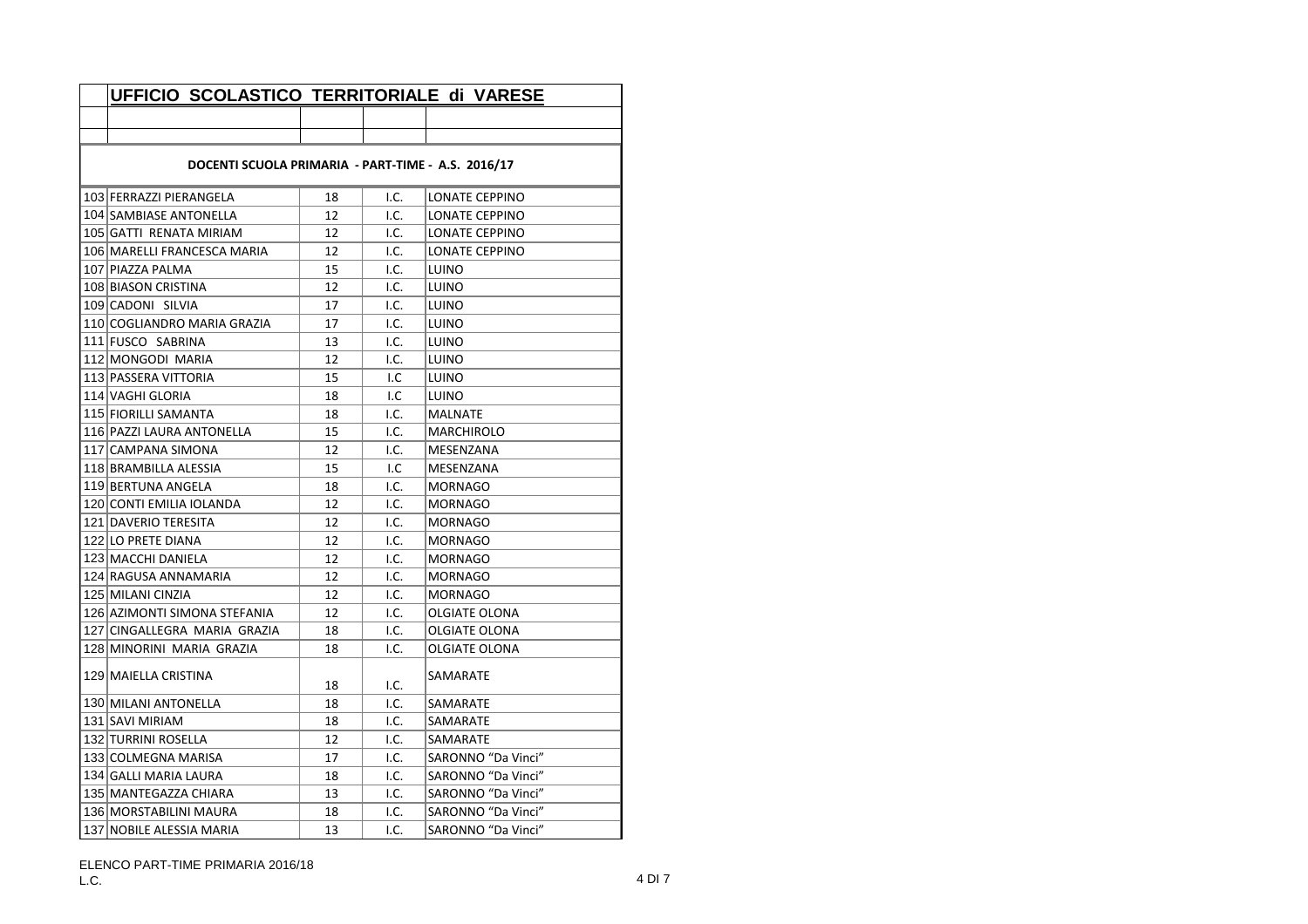## UFFICIO SCOLASTICO TERRITORIALE di VARESE

**DOCENTI SCUOLA PRIMARIA - PART-TIME - A.S. 2016/17**

| | | | | |
|---|---|---|---|---|
| 103 | FERRAZZI PIERANGELA | 18 | I.C. | LONATE CEPPINO |
| 104 | SAMBIASE ANTONELLA | 12 | I.C. | LONATE CEPPINO |
| 105 | GATTI RENATA MIRIAM | 12 | I.C. | LONATE CEPPINO |
| 106 | MARELLI FRANCESCA MARIA | 12 | I.C. | LONATE CEPPINO |
| 107 | PIAZZA PALMA | 15 | I.C. | LUINO |
| 108 | BIASON CRISTINA | 12 | I.C. | LUINO |
| 109 | CADONI SILVIA | 17 | I.C. | LUINO |
| 110 | COGLIANDRO MARIA GRAZIA | 17 | I.C. | LUINO |
| 111 | FUSCO SABRINA | 13 | I.C. | LUINO |
| 112 | MONGODI MARIA | 12 | I.C. | LUINO |
| 113 | PASSERA VITTORIA | 15 | I.C | LUINO |
| 114 | VAGHI GLORIA | 18 | I.C | LUINO |
| 115 | FIORILLI SAMANTA | 18 | I.C. | MALNATE |
| 116 | PAZZI LAURA ANTONELLA | 15 | I.C. | MARCHIROLO |
| 117 | CAMPANA SIMONA | 12 | I.C. | MESENZANA |
| 118 | BRAMBILLA ALESSIA | 15 | I.C | MESENZANA |
| 119 | BERTUNA ANGELA | 18 | I.C. | MORNAGO |
| 120 | CONTI EMILIA IOLANDA | 12 | I.C. | MORNAGO |
| 121 | DAVERIO TERESITA | 12 | I.C. | MORNAGO |
| 122 | LO PRETE DIANA | 12 | I.C. | MORNAGO |
| 123 | MACCHI DANIELA | 12 | I.C. | MORNAGO |
| 124 | RAGUSA ANNAMARIA | 12 | I.C. | MORNAGO |
| 125 | MILANI CINZIA | 12 | I.C. | MORNAGO |
| 126 | AZIMONTI SIMONA STEFANIA | 12 | I.C. | OLGIATE OLONA |
| 127 | CINGALLEGRA MARIA GRAZIA | 18 | I.C. | OLGIATE OLONA |
| 128 | MINORINI MARIA GRAZIA | 18 | I.C. | OLGIATE OLONA |
| 129 | MAIELLA CRISTINA | 18 | I.C. | SAMARATE |
| 130 | MILANI ANTONELLA | 18 | I.C. | SAMARATE |
| 131 | SAVI MIRIAM | 18 | I.C. | SAMARATE |
| 132 | TURRINI ROSELLA | 12 | I.C. | SAMARATE |
| 133 | COLMEGNA MARISA | 17 | I.C. | SARONNO "Da Vinci" |
| 134 | GALLI MARIA LAURA | 18 | I.C. | SARONNO "Da Vinci" |
| 135 | MANTEGAZZA CHIARA | 13 | I.C. | SARONNO "Da Vinci" |
| 136 | MORSTABILINI MAURA | 18 | I.C. | SARONNO "Da Vinci" |
| 137 | NOBILE ALESSIA MARIA | 13 | I.C. | SARONNO "Da Vinci" |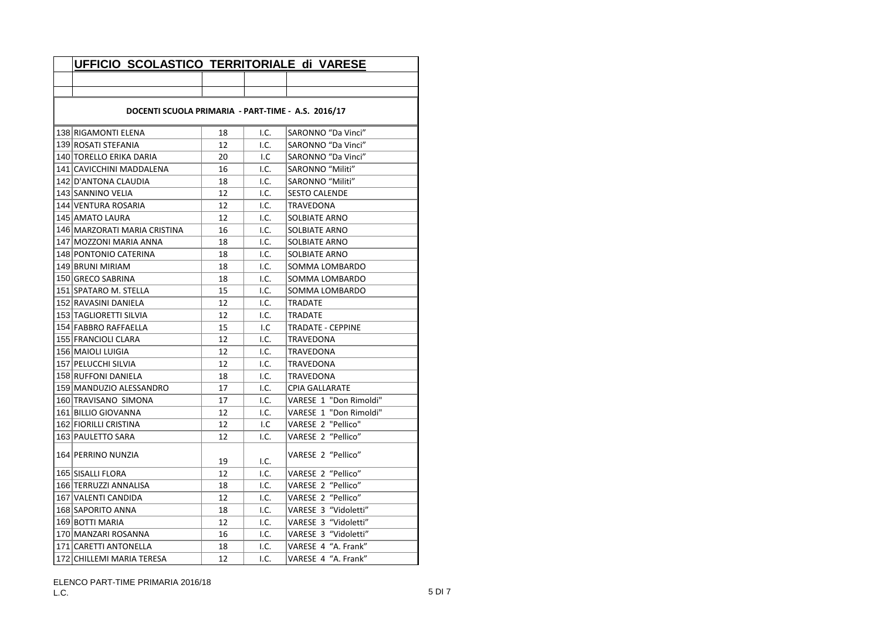# UFFICIO SCOLASTICO TERRITORIALE di VARESE

**DOCENTI SCUOLA PRIMARIA - PART-TIME - A.S. 2016/17**

| | | | | |
|---|---|---|---|---|
| 138 | RIGAMONTI ELENA | 18 | I.C. | SARONNO "Da Vinci" |
| 139 | ROSATI STEFANIA | 12 | I.C. | SARONNO "Da Vinci" |
| 140 | TORELLO ERIKA DARIA | 20 | I.C | SARONNO "Da Vinci" |
| 141 | CAVICCHINI MADDALENA | 16 | I.C. | SARONNO "Militi" |
| 142 | D'ANTONA CLAUDIA | 18 | I.C. | SARONNO "Militi" |
| 143 | SANNINO VELIA | 12 | I.C. | SESTO CALENDE |
| 144 | VENTURA ROSARIA | 12 | I.C. | TRAVEDONA |
| 145 | AMATO LAURA | 12 | I.C. | SOLBIATE ARNO |
| 146 | MARZORATI MARIA CRISTINA | 16 | I.C. | SOLBIATE ARNO |
| 147 | MOZZONI MARIA ANNA | 18 | I.C. | SOLBIATE ARNO |
| 148 | PONTONIO CATERINA | 18 | I.C. | SOLBIATE ARNO |
| 149 | BRUNI MIRIAM | 18 | I.C. | SOMMA LOMBARDO |
| 150 | GRECO SABRINA | 18 | I.C. | SOMMA LOMBARDO |
| 151 | SPATARO M. STELLA | 15 | I.C. | SOMMA LOMBARDO |
| 152 | RAVASINI DANIELA | 12 | I.C. | TRADATE |
| 153 | TAGLIORETTI SILVIA | 12 | I.C. | TRADATE |
| 154 | FABBRO RAFFAELLA | 15 | I.C | TRADATE - CEPPINE |
| 155 | FRANCIOLI CLARA | 12 | I.C. | TRAVEDONA |
| 156 | MAIOLI LUIGIA | 12 | I.C. | TRAVEDONA |
| 157 | PELUCCHI SILVIA | 12 | I.C. | TRAVEDONA |
| 158 | RUFFONI DANIELA | 18 | I.C. | TRAVEDONA |
| 159 | MANDUZIO ALESSANDRO | 17 | I.C. | CPIA GALLARATE |
| 160 | TRAVISANO SIMONA | 17 | I.C. | VARESE 1 "Don Rimoldi" |
| 161 | BILLIO GIOVANNA | 12 | I.C. | VARESE 1 "Don Rimoldi" |
| 162 | FIORILLI CRISTINA | 12 | I.C | VARESE 2 "Pellico" |
| 163 | PAULETTO SARA | 12 | I.C. | VARESE 2 "Pellico" |
| 164 | PERRINO NUNZIA | 19 | I.C. | VARESE 2 "Pellico" |
| 165 | SISALLI FLORA | 12 | I.C. | VARESE 2 "Pellico" |
| 166 | TERRUZZI ANNALISA | 18 | I.C. | VARESE 2 "Pellico" |
| 167 | VALENTI CANDIDA | 12 | I.C. | VARESE 2 "Pellico" |
| 168 | SAPORITO ANNA | 18 | I.C. | VARESE 3 "Vidoletti" |
| 169 | BOTTI MARIA | 12 | I.C. | VARESE 3 "Vidoletti" |
| 170 | MANZARI ROSANNA | 16 | I.C. | VARESE 3 "Vidoletti" |
| 171 | CARETTI ANTONELLA | 18 | I.C. | VARESE 4 "A. Frank" |
| 172 | CHILLEMI MARIA TERESA | 12 | I.C. | VARESE 4 "A. Frank" |

ELENCO PART-TIME PRIMARIA 2016/18
L.C.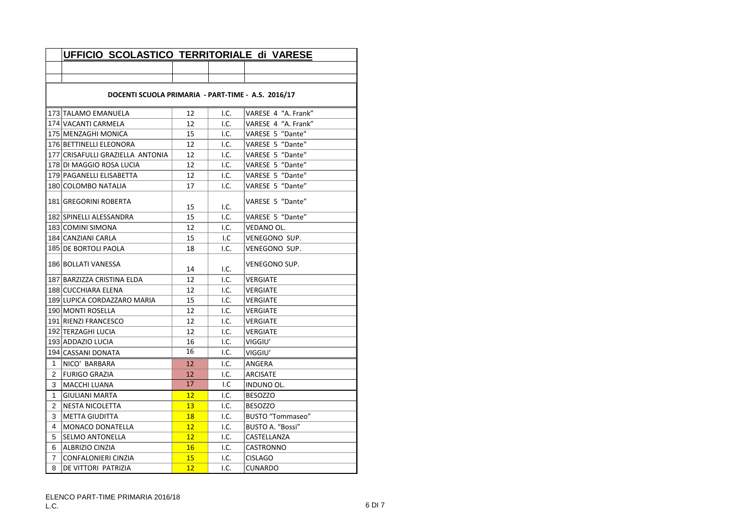## UFFICIO SCOLASTICO TERRITORIALE di VARESE

**DOCENTI SCUOLA PRIMARIA - PART-TIME - A.S. 2016/17**

| | | | | |
|---|---|---|---|---|
| 173 | TALAMO EMANUELA | 12 | I.C. | VARESE 4 "A. Frank" |
| 174 | VACANTI CARMELA | 12 | I.C. | VARESE 4 "A. Frank" |
| 175 | MENZAGHI MONICA | 15 | I.C. | VARESE 5 "Dante" |
| 176 | BETTINELLI ELEONORA | 12 | I.C. | VARESE 5 "Dante" |
| 177 | CRISAFULLI GRAZIELLA ANTONIA | 12 | I.C. | VARESE 5 "Dante" |
| 178 | DI MAGGIO ROSA LUCIA | 12 | I.C. | VARESE 5 "Dante" |
| 179 | PAGANELLI ELISABETTA | 12 | I.C. | VARESE 5 "Dante" |
| 180 | COLOMBO NATALIA | 17 | I.C. | VARESE 5 "Dante" |
| 181 | GREGORINI ROBERTA | 15 | I.C. | VARESE 5 "Dante" |
| 182 | SPINELLI ALESSANDRA | 15 | I.C. | VARESE 5 "Dante" |
| 183 | COMINI SIMONA | 12 | I.C. | VEDANO OL. |
| 184 | CANZIANI CARLA | 15 | I.C | VENEGONO SUP. |
| 185 | DE BORTOLI PAOLA | 18 | I.C. | VENEGONO SUP. |
| 186 | BOLLATI VANESSA | 14 | I.C. | VENEGONO SUP. |
| 187 | BARZIZZA CRISTINA ELDA | 12 | I.C. | VERGIATE |
| 188 | CUCCHIARA ELENA | 12 | I.C. | VERGIATE |
| 189 | LUPICA CORDAZZARO MARIA | 15 | I.C. | VERGIATE |
| 190 | MONTI ROSELLA | 12 | I.C. | VERGIATE |
| 191 | RIENZI FRANCESCO | 12 | I.C. | VERGIATE |
| 192 | TERZAGHI LUCIA | 12 | I.C. | VERGIATE |
| 193 | ADDAZIO LUCIA | 16 | I.C. | VIGGIU' |
| 194 | CASSANI DONATA | 16 | I.C. | VIGGIU' |
| 1 | NICO' BARBARA | 12 | I.C. | ANGERA |
| 2 | FURIGO GRAZIA | 12 | I.C. | ARCISATE |
| 3 | MACCHI LUANA | 17 | I.C | INDUNO OL. |
| 1 | GIULIANI MARTA | 12 | I.C. | BESOZZO |
| 2 | NESTA NICOLETTA | 13 | I.C. | BESOZZO |
| 3 | METTA GIUDITTA | 18 | I.C. | BUSTO "Tommaseo" |
| 4 | MONACO DONATELLA | 12 | I.C. | BUSTO A. "Bossi" |
| 5 | SELMO ANTONELLA | 12 | I.C. | CASTELLANZA |
| 6 | ALBRIZIO CINZIA | 16 | I.C. | CASTRONNO |
| 7 | CONFALONIERI CINZIA | 15 | I.C. | CISLAGO |
| 8 | DE VITTORI PATRIZIA | 12 | I.C. | CUNARDO |

ELENCO PART-TIME PRIMARIA 2016/18
L.C.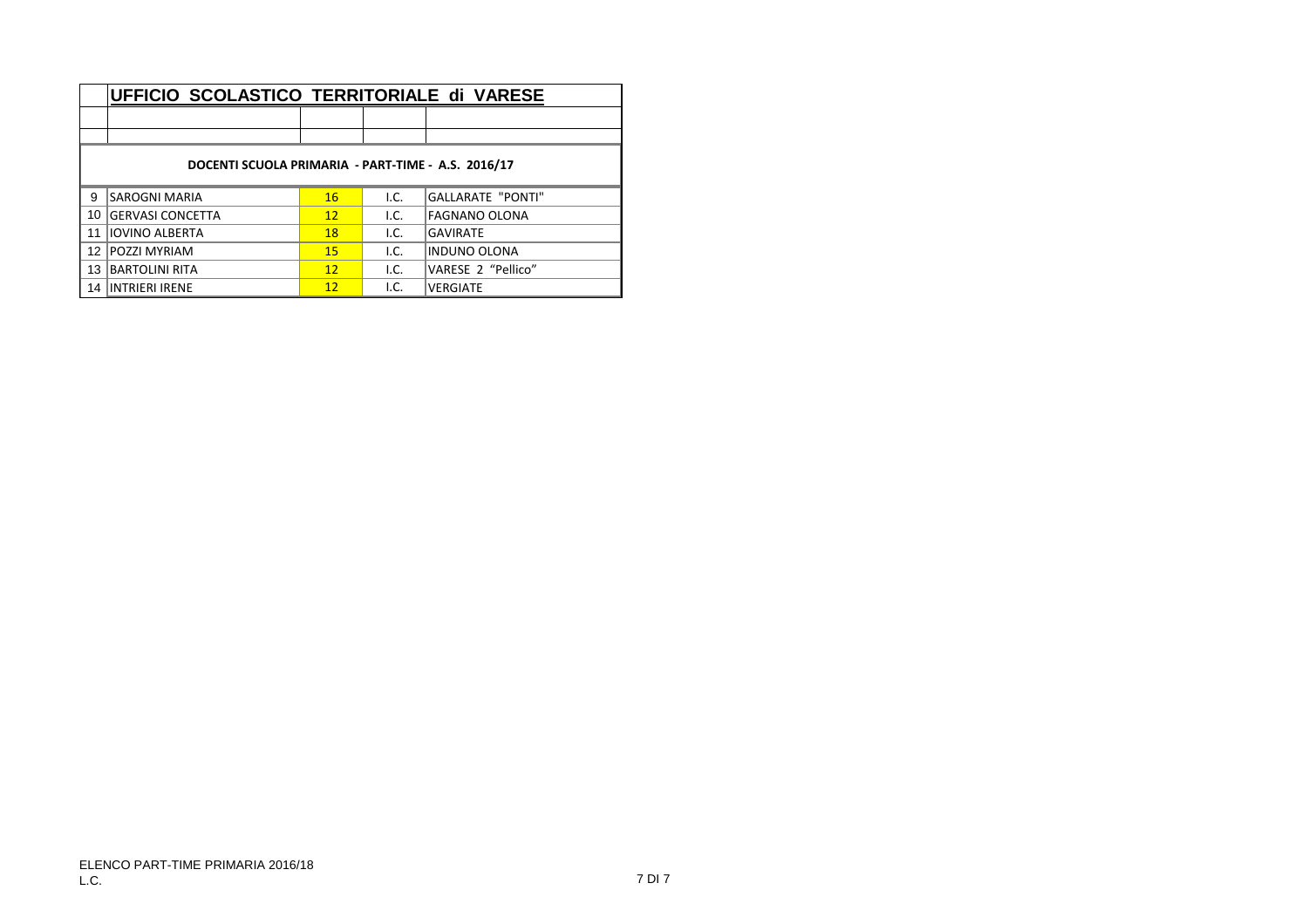## UFFICIO SCOLASTICO TERRITORIALE di VARESE

**DOCENTI SCUOLA PRIMARIA - PART-TIME - A.S. 2016/17**

| | | | | |
|---|---|---|---|---|
| 9 | SAROGNI MARIA | 16 | I.C. | GALLARATE "PONTI" |
| 10 | GERVASI CONCETTA | 12 | I.C. | FAGNANO OLONA |
| 11 | IOVINO ALBERTA | 18 | I.C. | GAVIRATE |
| 12 | POZZI MYRIAM | 15 | I.C. | INDUNO OLONA |
| 13 | BARTOLINI RITA | 12 | I.C. | VARESE 2 "Pellico" |
| 14 | INTRIERI IRENE | 12 | I.C. | VERGIATE |

ELENCO PART-TIME PRIMARIA 2016/18
L.C.